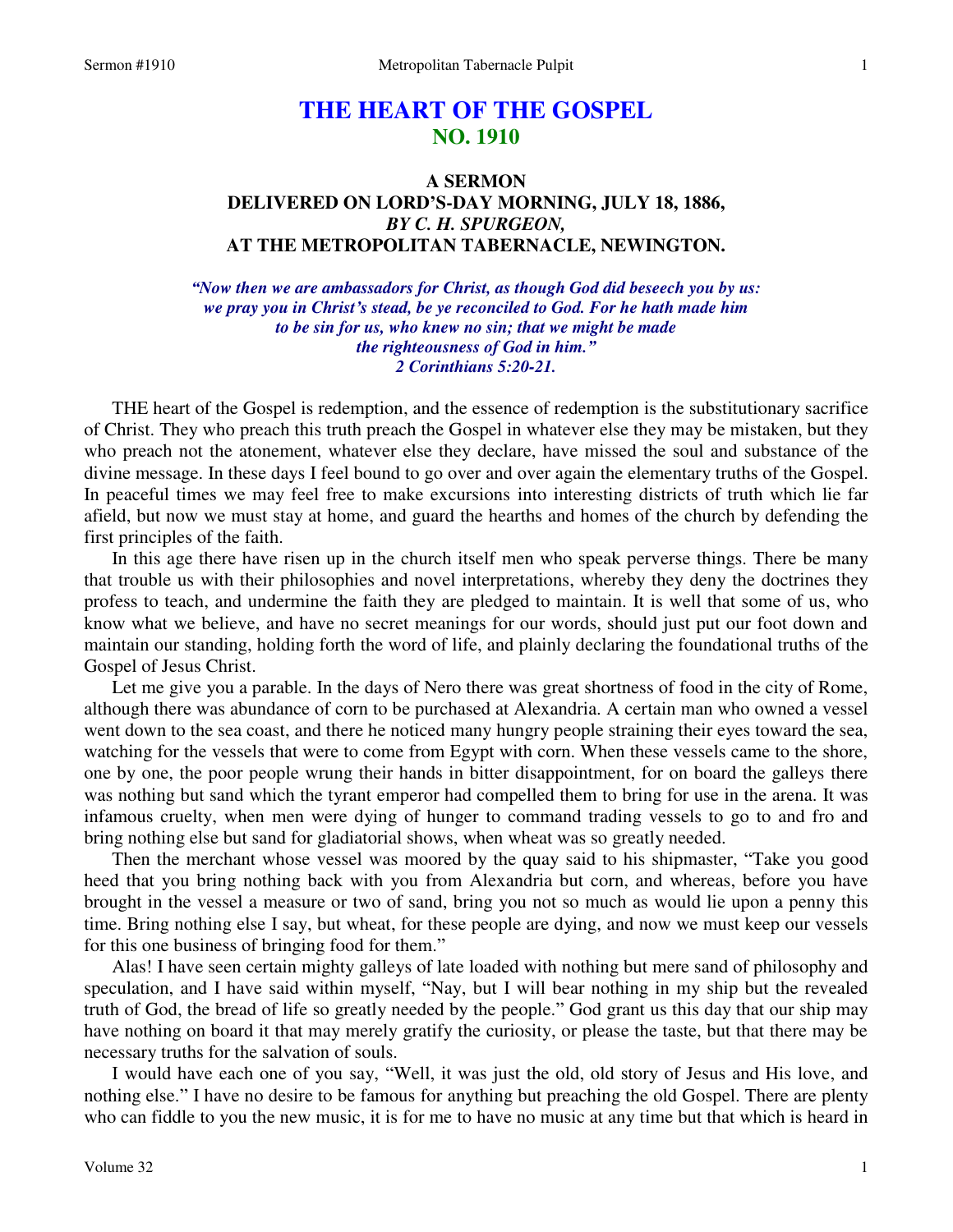# THE HEART OF THE GOSPEL
## NO. 1910

### A SERMON
### DELIVERED ON LORD'S-DAY MORNING, JULY 18, 1886,
### *BY C. H. SPURGEON,*
### AT THE METROPOLITAN TABERNACLE, NEWINGTON.

***"Now then we are ambassadors for Christ, as though God did beseech you by us: we pray you in Christ's stead, be ye reconciled to God. For he hath made him to be sin for us, who knew no sin; that we might be made the righteousness of God in him."***
***2 Corinthians 5:20-21.***

THE heart of the Gospel is redemption, and the essence of redemption is the substitutionary sacrifice of Christ. They who preach this truth preach the Gospel in whatever else they may be mistaken, but they who preach not the atonement, whatever else they declare, have missed the soul and substance of the divine message. In these days I feel bound to go over and over again the elementary truths of the Gospel. In peaceful times we may feel free to make excursions into interesting districts of truth which lie far afield, but now we must stay at home, and guard the hearths and homes of the church by defending the first principles of the faith.

In this age there have risen up in the church itself men who speak perverse things. There be many that trouble us with their philosophies and novel interpretations, whereby they deny the doctrines they profess to teach, and undermine the faith they are pledged to maintain. It is well that some of us, who know what we believe, and have no secret meanings for our words, should just put our foot down and maintain our standing, holding forth the word of life, and plainly declaring the foundational truths of the Gospel of Jesus Christ.

Let me give you a parable. In the days of Nero there was great shortness of food in the city of Rome, although there was abundance of corn to be purchased at Alexandria. A certain man who owned a vessel went down to the sea coast, and there he noticed many hungry people straining their eyes toward the sea, watching for the vessels that were to come from Egypt with corn. When these vessels came to the shore, one by one, the poor people wrung their hands in bitter disappointment, for on board the galleys there was nothing but sand which the tyrant emperor had compelled them to bring for use in the arena. It was infamous cruelty, when men were dying of hunger to command trading vessels to go to and fro and bring nothing else but sand for gladiatorial shows, when wheat was so greatly needed.

Then the merchant whose vessel was moored by the quay said to his shipmaster, "Take you good heed that you bring nothing back with you from Alexandria but corn, and whereas, before you have brought in the vessel a measure or two of sand, bring you not so much as would lie upon a penny this time. Bring nothing else I say, but wheat, for these people are dying, and now we must keep our vessels for this one business of bringing food for them."

Alas! I have seen certain mighty galleys of late loaded with nothing but mere sand of philosophy and speculation, and I have said within myself, "Nay, but I will bear nothing in my ship but the revealed truth of God, the bread of life so greatly needed by the people." God grant us this day that our ship may have nothing on board it that may merely gratify the curiosity, or please the taste, but that there may be necessary truths for the salvation of souls.

I would have each one of you say, "Well, it was just the old, old story of Jesus and His love, and nothing else." I have no desire to be famous for anything but preaching the old Gospel. There are plenty who can fiddle to you the new music, it is for me to have no music at any time but that which is heard in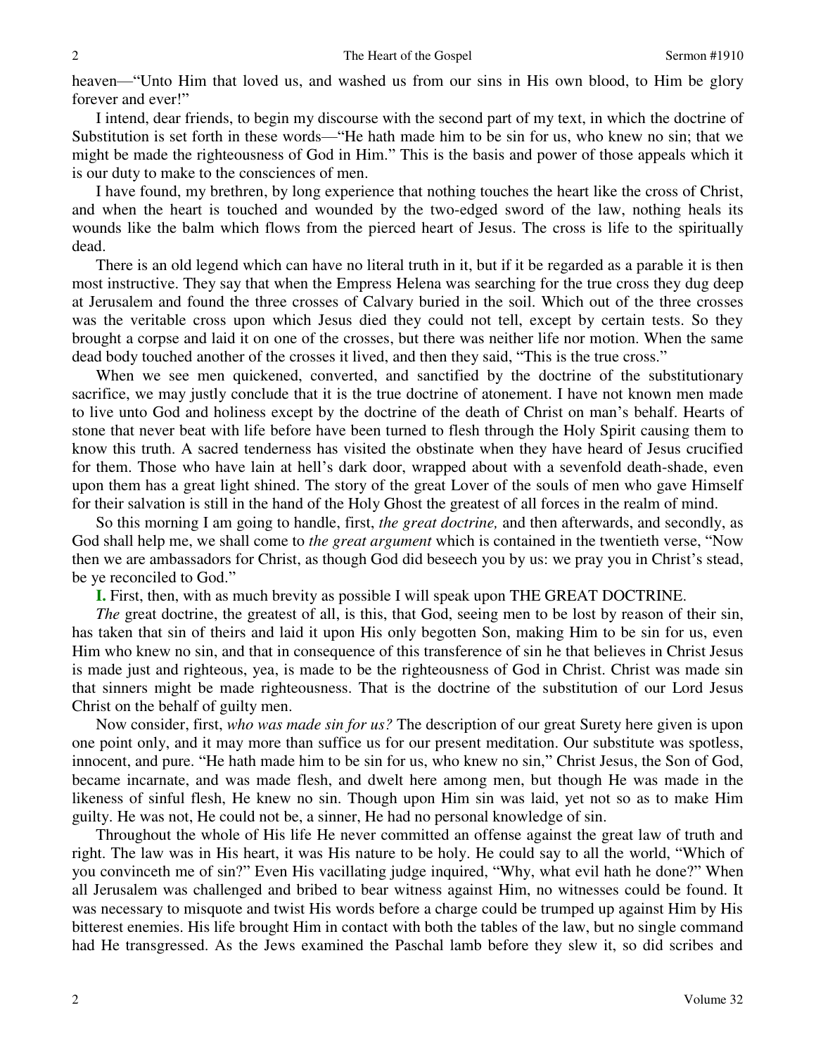heaven—"Unto Him that loved us, and washed us from our sins in His own blood, to Him be glory forever and ever!"

I intend, dear friends, to begin my discourse with the second part of my text, in which the doctrine of Substitution is set forth in these words—"He hath made him to be sin for us, who knew no sin; that we might be made the righteousness of God in Him." This is the basis and power of those appeals which it is our duty to make to the consciences of men.

I have found, my brethren, by long experience that nothing touches the heart like the cross of Christ, and when the heart is touched and wounded by the two-edged sword of the law, nothing heals its wounds like the balm which flows from the pierced heart of Jesus. The cross is life to the spiritually dead.

There is an old legend which can have no literal truth in it, but if it be regarded as a parable it is then most instructive. They say that when the Empress Helena was searching for the true cross they dug deep at Jerusalem and found the three crosses of Calvary buried in the soil. Which out of the three crosses was the veritable cross upon which Jesus died they could not tell, except by certain tests. So they brought a corpse and laid it on one of the crosses, but there was neither life nor motion. When the same dead body touched another of the crosses it lived, and then they said, "This is the true cross."

When we see men quickened, converted, and sanctified by the doctrine of the substitutionary sacrifice, we may justly conclude that it is the true doctrine of atonement. I have not known men made to live unto God and holiness except by the doctrine of the death of Christ on man's behalf. Hearts of stone that never beat with life before have been turned to flesh through the Holy Spirit causing them to know this truth. A sacred tenderness has visited the obstinate when they have heard of Jesus crucified for them. Those who have lain at hell's dark door, wrapped about with a sevenfold death-shade, even upon them has a great light shined. The story of the great Lover of the souls of men who gave Himself for their salvation is still in the hand of the Holy Ghost the greatest of all forces in the realm of mind.

So this morning I am going to handle, first, *the great doctrine,* and then afterwards, and secondly, as God shall help me, we shall come to *the great argument* which is contained in the twentieth verse, "Now then we are ambassadors for Christ, as though God did beseech you by us: we pray you in Christ's stead, be ye reconciled to God."

**I.** First, then, with as much brevity as possible I will speak upon THE GREAT DOCTRINE.

*The* great doctrine, the greatest of all, is this, that God, seeing men to be lost by reason of their sin, has taken that sin of theirs and laid it upon His only begotten Son, making Him to be sin for us, even Him who knew no sin, and that in consequence of this transference of sin he that believes in Christ Jesus is made just and righteous, yea, is made to be the righteousness of God in Christ. Christ was made sin that sinners might be made righteousness. That is the doctrine of the substitution of our Lord Jesus Christ on the behalf of guilty men.

Now consider, first, *who was made sin for us?* The description of our great Surety here given is upon one point only, and it may more than suffice us for our present meditation. Our substitute was spotless, innocent, and pure. "He hath made him to be sin for us, who knew no sin," Christ Jesus, the Son of God, became incarnate, and was made flesh, and dwelt here among men, but though He was made in the likeness of sinful flesh, He knew no sin. Though upon Him sin was laid, yet not so as to make Him guilty. He was not, He could not be, a sinner, He had no personal knowledge of sin.

Throughout the whole of His life He never committed an offense against the great law of truth and right. The law was in His heart, it was His nature to be holy. He could say to all the world, "Which of you convinceth me of sin?" Even His vacillating judge inquired, "Why, what evil hath he done?" When all Jerusalem was challenged and bribed to bear witness against Him, no witnesses could be found. It was necessary to misquote and twist His words before a charge could be trumped up against Him by His bitterest enemies. His life brought Him in contact with both the tables of the law, but no single command had He transgressed. As the Jews examined the Paschal lamb before they slew it, so did scribes and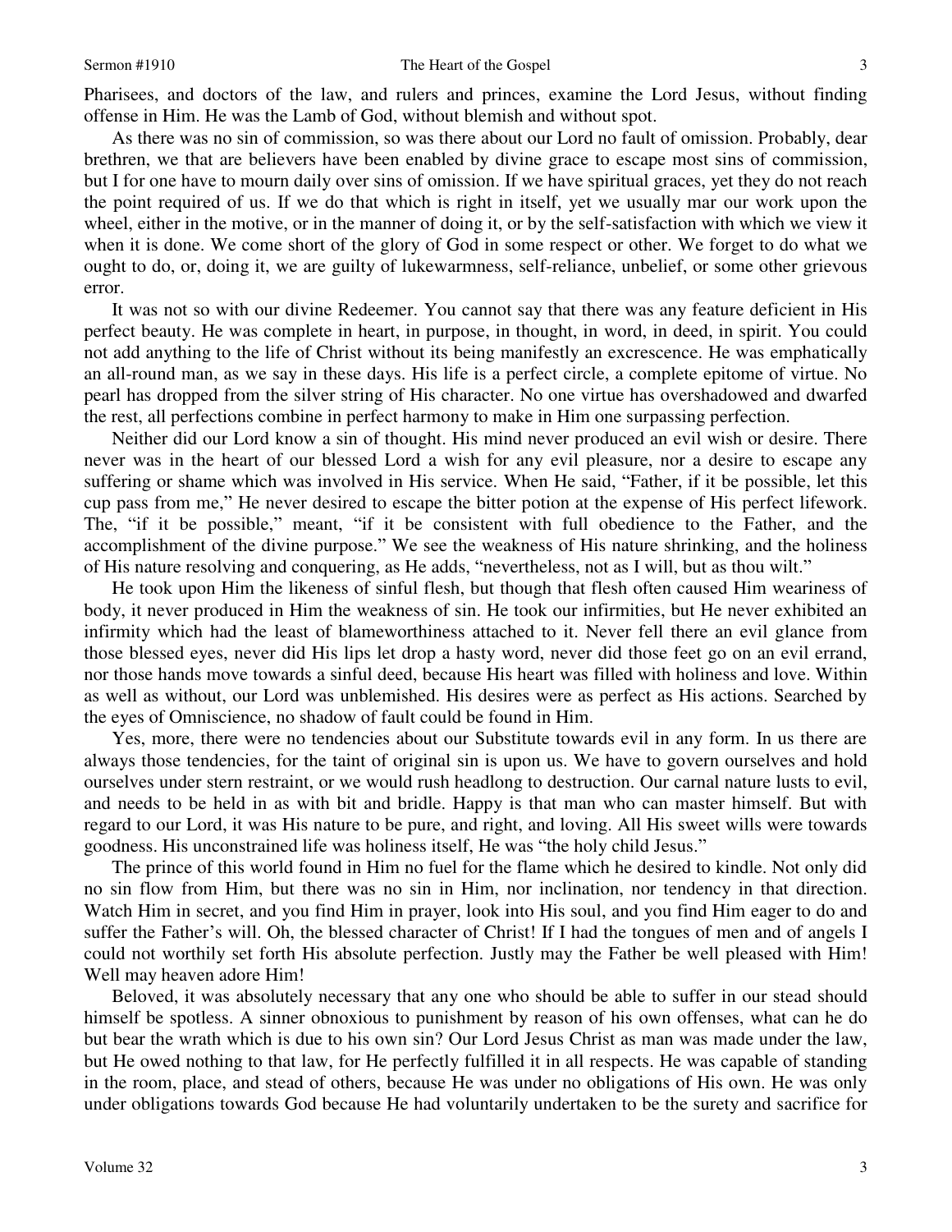Pharisees, and doctors of the law, and rulers and princes, examine the Lord Jesus, without finding offense in Him. He was the Lamb of God, without blemish and without spot.

As there was no sin of commission, so was there about our Lord no fault of omission. Probably, dear brethren, we that are believers have been enabled by divine grace to escape most sins of commission, but I for one have to mourn daily over sins of omission. If we have spiritual graces, yet they do not reach the point required of us. If we do that which is right in itself, yet we usually mar our work upon the wheel, either in the motive, or in the manner of doing it, or by the self-satisfaction with which we view it when it is done. We come short of the glory of God in some respect or other. We forget to do what we ought to do, or, doing it, we are guilty of lukewarmness, self-reliance, unbelief, or some other grievous error.

It was not so with our divine Redeemer. You cannot say that there was any feature deficient in His perfect beauty. He was complete in heart, in purpose, in thought, in word, in deed, in spirit. You could not add anything to the life of Christ without its being manifestly an excrescence. He was emphatically an all-round man, as we say in these days. His life is a perfect circle, a complete epitome of virtue. No pearl has dropped from the silver string of His character. No one virtue has overshadowed and dwarfed the rest, all perfections combine in perfect harmony to make in Him one surpassing perfection.

Neither did our Lord know a sin of thought. His mind never produced an evil wish or desire. There never was in the heart of our blessed Lord a wish for any evil pleasure, nor a desire to escape any suffering or shame which was involved in His service. When He said, "Father, if it be possible, let this cup pass from me," He never desired to escape the bitter potion at the expense of His perfect lifework. The, "if it be possible," meant, "if it be consistent with full obedience to the Father, and the accomplishment of the divine purpose." We see the weakness of His nature shrinking, and the holiness of His nature resolving and conquering, as He adds, "nevertheless, not as I will, but as thou wilt."

He took upon Him the likeness of sinful flesh, but though that flesh often caused Him weariness of body, it never produced in Him the weakness of sin. He took our infirmities, but He never exhibited an infirmity which had the least of blameworthiness attached to it. Never fell there an evil glance from those blessed eyes, never did His lips let drop a hasty word, never did those feet go on an evil errand, nor those hands move towards a sinful deed, because His heart was filled with holiness and love. Within as well as without, our Lord was unblemished. His desires were as perfect as His actions. Searched by the eyes of Omniscience, no shadow of fault could be found in Him.

Yes, more, there were no tendencies about our Substitute towards evil in any form. In us there are always those tendencies, for the taint of original sin is upon us. We have to govern ourselves and hold ourselves under stern restraint, or we would rush headlong to destruction. Our carnal nature lusts to evil, and needs to be held in as with bit and bridle. Happy is that man who can master himself. But with regard to our Lord, it was His nature to be pure, and right, and loving. All His sweet wills were towards goodness. His unconstrained life was holiness itself, He was "the holy child Jesus."

The prince of this world found in Him no fuel for the flame which he desired to kindle. Not only did no sin flow from Him, but there was no sin in Him, nor inclination, nor tendency in that direction. Watch Him in secret, and you find Him in prayer, look into His soul, and you find Him eager to do and suffer the Father's will. Oh, the blessed character of Christ! If I had the tongues of men and of angels I could not worthily set forth His absolute perfection. Justly may the Father be well pleased with Him! Well may heaven adore Him!

Beloved, it was absolutely necessary that any one who should be able to suffer in our stead should himself be spotless. A sinner obnoxious to punishment by reason of his own offenses, what can he do but bear the wrath which is due to his own sin? Our Lord Jesus Christ as man was made under the law, but He owed nothing to that law, for He perfectly fulfilled it in all respects. He was capable of standing in the room, place, and stead of others, because He was under no obligations of His own. He was only under obligations towards God because He had voluntarily undertaken to be the surety and sacrifice for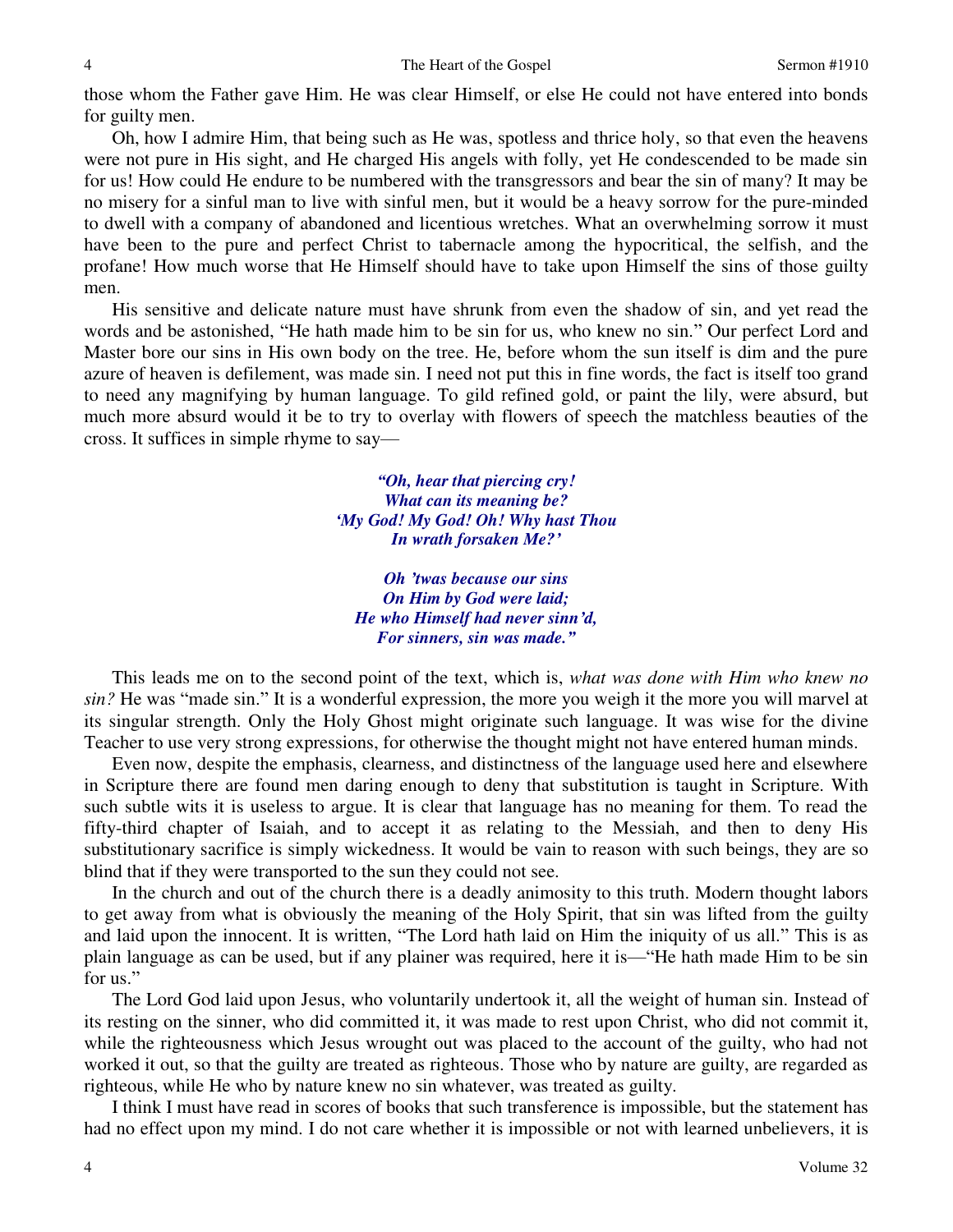those whom the Father gave Him. He was clear Himself, or else He could not have entered into bonds for guilty men.

Oh, how I admire Him, that being such as He was, spotless and thrice holy, so that even the heavens were not pure in His sight, and He charged His angels with folly, yet He condescended to be made sin for us! How could He endure to be numbered with the transgressors and bear the sin of many? It may be no misery for a sinful man to live with sinful men, but it would be a heavy sorrow for the pure-minded to dwell with a company of abandoned and licentious wretches. What an overwhelming sorrow it must have been to the pure and perfect Christ to tabernacle among the hypocritical, the selfish, and the profane! How much worse that He Himself should have to take upon Himself the sins of those guilty men.

His sensitive and delicate nature must have shrunk from even the shadow of sin, and yet read the words and be astonished, "He hath made him to be sin for us, who knew no sin." Our perfect Lord and Master bore our sins in His own body on the tree. He, before whom the sun itself is dim and the pure azure of heaven is defilement, was made sin. I need not put this in fine words, the fact is itself too grand to need any magnifying by human language. To gild refined gold, or paint the lily, were absurd, but much more absurd would it be to try to overlay with flowers of speech the matchless beauties of the cross. It suffices in simple rhyme to say—

> ***"Oh, hear that piercing cry!***
> ***What can its meaning be?***
> ***'My God! My God! Oh! Why hast Thou***
> ***In wrath forsaken Me?'***
>
> ***Oh 'twas because our sins***
> ***On Him by God were laid;***
> ***He who Himself had never sinn'd,***
> ***For sinners, sin was made."***

This leads me on to the second point of the text, which is, *what was done with Him who knew no sin?* He was "made sin." It is a wonderful expression, the more you weigh it the more you will marvel at its singular strength. Only the Holy Ghost might originate such language. It was wise for the divine Teacher to use very strong expressions, for otherwise the thought might not have entered human minds.

Even now, despite the emphasis, clearness, and distinctness of the language used here and elsewhere in Scripture there are found men daring enough to deny that substitution is taught in Scripture. With such subtle wits it is useless to argue. It is clear that language has no meaning for them. To read the fifty-third chapter of Isaiah, and to accept it as relating to the Messiah, and then to deny His substitutionary sacrifice is simply wickedness. It would be vain to reason with such beings, they are so blind that if they were transported to the sun they could not see.

In the church and out of the church there is a deadly animosity to this truth. Modern thought labors to get away from what is obviously the meaning of the Holy Spirit, that sin was lifted from the guilty and laid upon the innocent. It is written, "The Lord hath laid on Him the iniquity of us all." This is as plain language as can be used, but if any plainer was required, here it is—"He hath made Him to be sin for us."

The Lord God laid upon Jesus, who voluntarily undertook it, all the weight of human sin. Instead of its resting on the sinner, who did committed it, it was made to rest upon Christ, who did not commit it, while the righteousness which Jesus wrought out was placed to the account of the guilty, who had not worked it out, so that the guilty are treated as righteous. Those who by nature are guilty, are regarded as righteous, while He who by nature knew no sin whatever, was treated as guilty.

I think I must have read in scores of books that such transference is impossible, but the statement has had no effect upon my mind. I do not care whether it is impossible or not with learned unbelievers, it is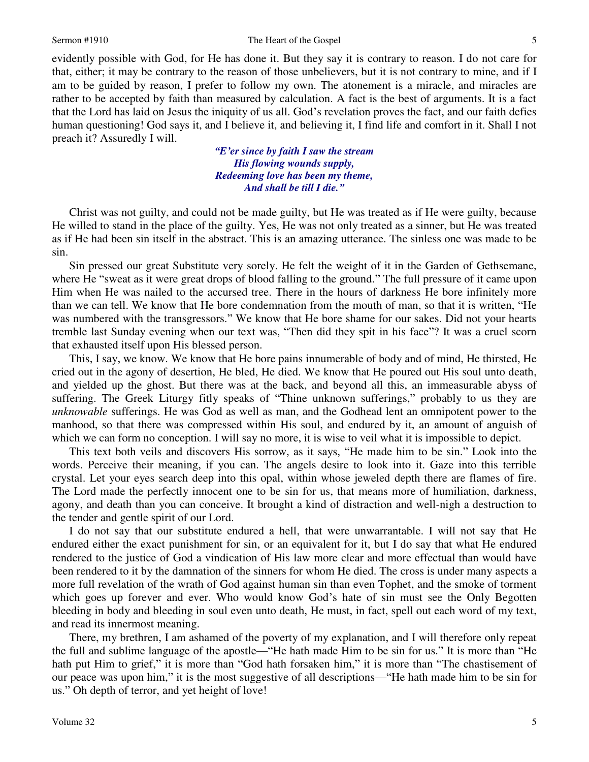evidently possible with God, for He has done it. But they say it is contrary to reason. I do not care for that, either; it may be contrary to the reason of those unbelievers, but it is not contrary to mine, and if I am to be guided by reason, I prefer to follow my own. The atonement is a miracle, and miracles are rather to be accepted by faith than measured by calculation. A fact is the best of arguments. It is a fact that the Lord has laid on Jesus the iniquity of us all. God's revelation proves the fact, and our faith defies human questioning! God says it, and I believe it, and believing it, I find life and comfort in it. Shall I not preach it? Assuredly I will.

> ***"E'er since by faith I saw the stream***
> ***His flowing wounds supply,***
> ***Redeeming love has been my theme,***
> ***And shall be till I die."***

Christ was not guilty, and could not be made guilty, but He was treated as if He were guilty, because He willed to stand in the place of the guilty. Yes, He was not only treated as a sinner, but He was treated as if He had been sin itself in the abstract. This is an amazing utterance. The sinless one was made to be sin.

Sin pressed our great Substitute very sorely. He felt the weight of it in the Garden of Gethsemane, where He "sweat as it were great drops of blood falling to the ground." The full pressure of it came upon Him when He was nailed to the accursed tree. There in the hours of darkness He bore infinitely more than we can tell. We know that He bore condemnation from the mouth of man, so that it is written, "He was numbered with the transgressors." We know that He bore shame for our sakes. Did not your hearts tremble last Sunday evening when our text was, "Then did they spit in his face"? It was a cruel scorn that exhausted itself upon His blessed person.

This, I say, we know. We know that He bore pains innumerable of body and of mind, He thirsted, He cried out in the agony of desertion, He bled, He died. We know that He poured out His soul unto death, and yielded up the ghost. But there was at the back, and beyond all this, an immeasurable abyss of suffering. The Greek Liturgy fitly speaks of "Thine unknown sufferings," probably to us they are *unknowable* sufferings. He was God as well as man, and the Godhead lent an omnipotent power to the manhood, so that there was compressed within His soul, and endured by it, an amount of anguish of which we can form no conception. I will say no more, it is wise to veil what it is impossible to depict.

This text both veils and discovers His sorrow, as it says, "He made him to be sin." Look into the words. Perceive their meaning, if you can. The angels desire to look into it. Gaze into this terrible crystal. Let your eyes search deep into this opal, within whose jeweled depth there are flames of fire. The Lord made the perfectly innocent one to be sin for us, that means more of humiliation, darkness, agony, and death than you can conceive. It brought a kind of distraction and well-nigh a destruction to the tender and gentle spirit of our Lord.

I do not say that our substitute endured a hell, that were unwarrantable. I will not say that He endured either the exact punishment for sin, or an equivalent for it, but I do say that what He endured rendered to the justice of God a vindication of His law more clear and more effectual than would have been rendered to it by the damnation of the sinners for whom He died. The cross is under many aspects a more full revelation of the wrath of God against human sin than even Tophet, and the smoke of torment which goes up forever and ever. Who would know God's hate of sin must see the Only Begotten bleeding in body and bleeding in soul even unto death, He must, in fact, spell out each word of my text, and read its innermost meaning.

There, my brethren, I am ashamed of the poverty of my explanation, and I will therefore only repeat the full and sublime language of the apostle—"He hath made Him to be sin for us." It is more than "He hath put Him to grief," it is more than "God hath forsaken him," it is more than "The chastisement of our peace was upon him," it is the most suggestive of all descriptions—"He hath made him to be sin for us." Oh depth of terror, and yet height of love!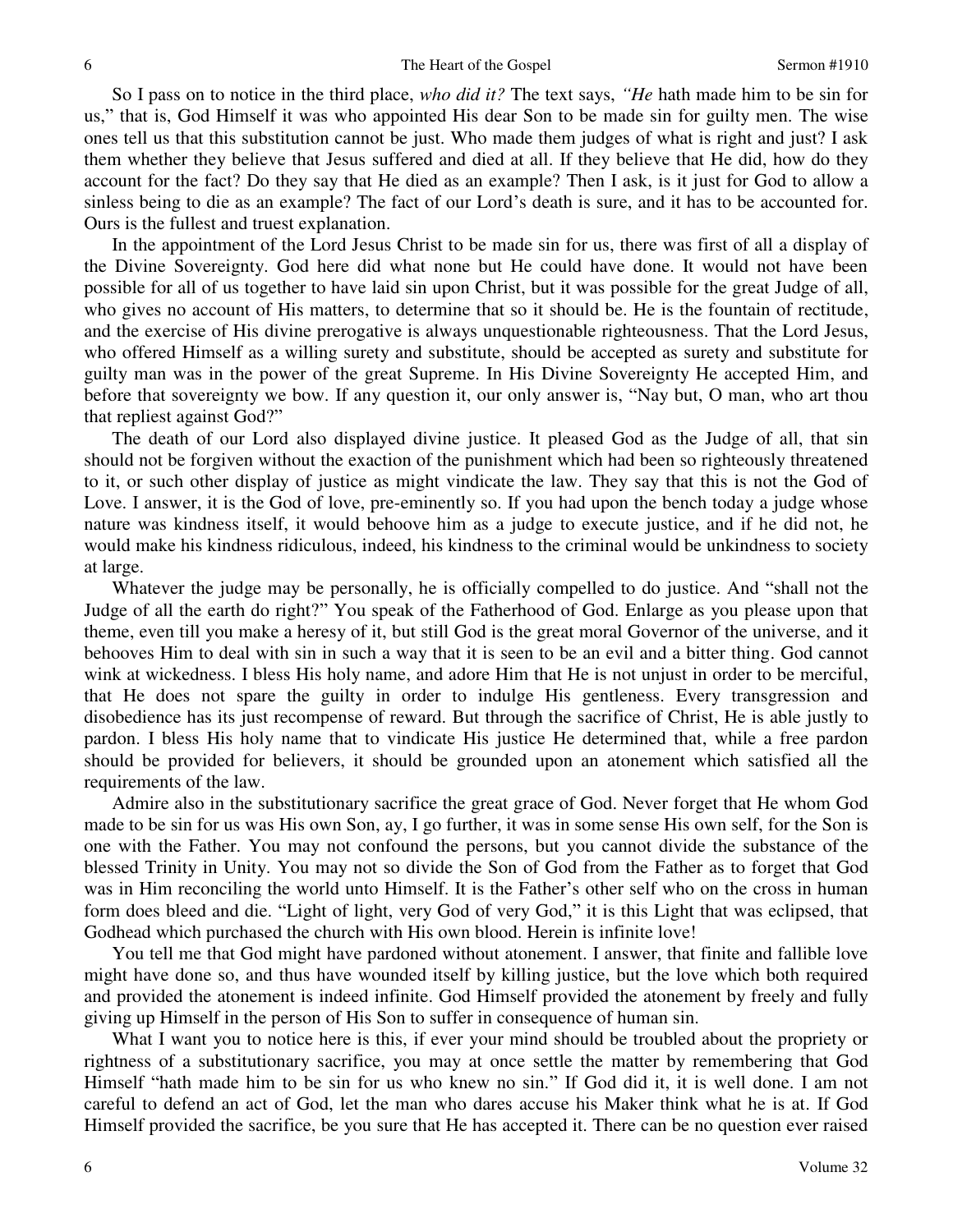So I pass on to notice in the third place, *who did it?* The text says, *"He* hath made him to be sin for us," that is, God Himself it was who appointed His dear Son to be made sin for guilty men. The wise ones tell us that this substitution cannot be just. Who made them judges of what is right and just? I ask them whether they believe that Jesus suffered and died at all. If they believe that He did, how do they account for the fact? Do they say that He died as an example? Then I ask, is it just for God to allow a sinless being to die as an example? The fact of our Lord's death is sure, and it has to be accounted for. Ours is the fullest and truest explanation.

In the appointment of the Lord Jesus Christ to be made sin for us, there was first of all a display of the Divine Sovereignty. God here did what none but He could have done. It would not have been possible for all of us together to have laid sin upon Christ, but it was possible for the great Judge of all, who gives no account of His matters, to determine that so it should be. He is the fountain of rectitude, and the exercise of His divine prerogative is always unquestionable righteousness. That the Lord Jesus, who offered Himself as a willing surety and substitute, should be accepted as surety and substitute for guilty man was in the power of the great Supreme. In His Divine Sovereignty He accepted Him, and before that sovereignty we bow. If any question it, our only answer is, "Nay but, O man, who art thou that repliest against God?"

The death of our Lord also displayed divine justice. It pleased God as the Judge of all, that sin should not be forgiven without the exaction of the punishment which had been so righteously threatened to it, or such other display of justice as might vindicate the law. They say that this is not the God of Love. I answer, it is the God of love, pre-eminently so. If you had upon the bench today a judge whose nature was kindness itself, it would behoove him as a judge to execute justice, and if he did not, he would make his kindness ridiculous, indeed, his kindness to the criminal would be unkindness to society at large.

Whatever the judge may be personally, he is officially compelled to do justice. And "shall not the Judge of all the earth do right?" You speak of the Fatherhood of God. Enlarge as you please upon that theme, even till you make a heresy of it, but still God is the great moral Governor of the universe, and it behooves Him to deal with sin in such a way that it is seen to be an evil and a bitter thing. God cannot wink at wickedness. I bless His holy name, and adore Him that He is not unjust in order to be merciful, that He does not spare the guilty in order to indulge His gentleness. Every transgression and disobedience has its just recompense of reward. But through the sacrifice of Christ, He is able justly to pardon. I bless His holy name that to vindicate His justice He determined that, while a free pardon should be provided for believers, it should be grounded upon an atonement which satisfied all the requirements of the law.

Admire also in the substitutionary sacrifice the great grace of God. Never forget that He whom God made to be sin for us was His own Son, ay, I go further, it was in some sense His own self, for the Son is one with the Father. You may not confound the persons, but you cannot divide the substance of the blessed Trinity in Unity. You may not so divide the Son of God from the Father as to forget that God was in Him reconciling the world unto Himself. It is the Father's other self who on the cross in human form does bleed and die. "Light of light, very God of very God," it is this Light that was eclipsed, that Godhead which purchased the church with His own blood. Herein is infinite love!

You tell me that God might have pardoned without atonement. I answer, that finite and fallible love might have done so, and thus have wounded itself by killing justice, but the love which both required and provided the atonement is indeed infinite. God Himself provided the atonement by freely and fully giving up Himself in the person of His Son to suffer in consequence of human sin.

What I want you to notice here is this, if ever your mind should be troubled about the propriety or rightness of a substitutionary sacrifice, you may at once settle the matter by remembering that God Himself "hath made him to be sin for us who knew no sin." If God did it, it is well done. I am not careful to defend an act of God, let the man who dares accuse his Maker think what he is at. If God Himself provided the sacrifice, be you sure that He has accepted it. There can be no question ever raised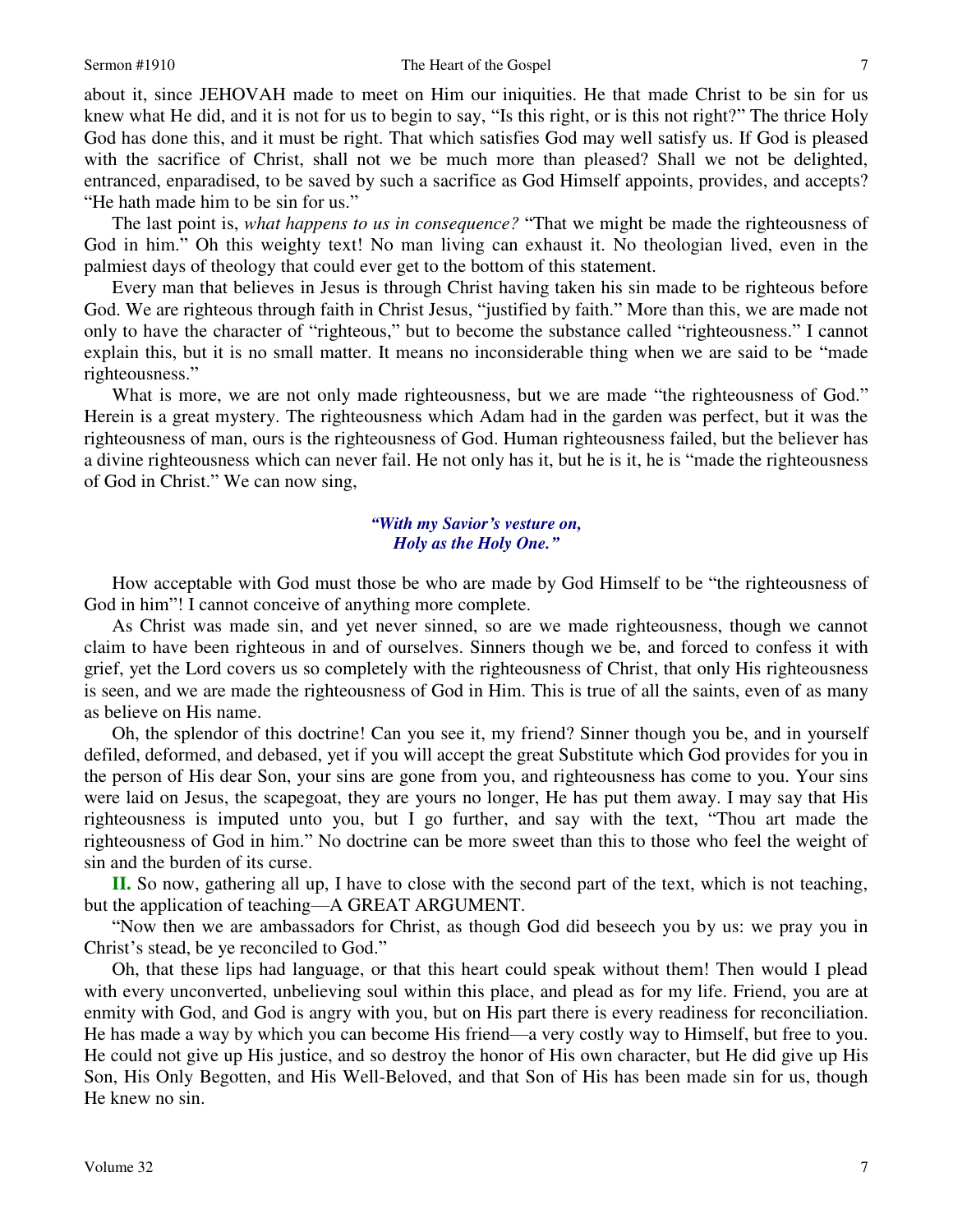about it, since JEHOVAH made to meet on Him our iniquities. He that made Christ to be sin for us knew what He did, and it is not for us to begin to say, "Is this right, or is this not right?" The thrice Holy God has done this, and it must be right. That which satisfies God may well satisfy us. If God is pleased with the sacrifice of Christ, shall not we be much more than pleased? Shall we not be delighted, entranced, enparadised, to be saved by such a sacrifice as God Himself appoints, provides, and accepts? "He hath made him to be sin for us."

The last point is, *what happens to us in consequence?* "That we might be made the righteousness of God in him." Oh this weighty text! No man living can exhaust it. No theologian lived, even in the palmiest days of theology that could ever get to the bottom of this statement.

Every man that believes in Jesus is through Christ having taken his sin made to be righteous before God. We are righteous through faith in Christ Jesus, "justified by faith." More than this, we are made not only to have the character of "righteous," but to become the substance called "righteousness." I cannot explain this, but it is no small matter. It means no inconsiderable thing when we are said to be "made righteousness."

What is more, we are not only made righteousness, but we are made "the righteousness of God." Herein is a great mystery. The righteousness which Adam had in the garden was perfect, but it was the righteousness of man, ours is the righteousness of God. Human righteousness failed, but the believer has a divine righteousness which can never fail. He not only has it, but he is it, he is "made the righteousness of God in Christ." We can now sing,

> ***"With my Savior's vesture on,***
> ***Holy as the Holy One."***

How acceptable with God must those be who are made by God Himself to be "the righteousness of God in him"! I cannot conceive of anything more complete.

As Christ was made sin, and yet never sinned, so are we made righteousness, though we cannot claim to have been righteous in and of ourselves. Sinners though we be, and forced to confess it with grief, yet the Lord covers us so completely with the righteousness of Christ, that only His righteousness is seen, and we are made the righteousness of God in Him. This is true of all the saints, even of as many as believe on His name.

Oh, the splendor of this doctrine! Can you see it, my friend? Sinner though you be, and in yourself defiled, deformed, and debased, yet if you will accept the great Substitute which God provides for you in the person of His dear Son, your sins are gone from you, and righteousness has come to you. Your sins were laid on Jesus, the scapegoat, they are yours no longer, He has put them away. I may say that His righteousness is imputed unto you, but I go further, and say with the text, "Thou art made the righteousness of God in him." No doctrine can be more sweet than this to those who feel the weight of sin and the burden of its curse.

**II.** So now, gathering all up, I have to close with the second part of the text, which is not teaching, but the application of teaching—A GREAT ARGUMENT.

"Now then we are ambassadors for Christ, as though God did beseech you by us: we pray you in Christ's stead, be ye reconciled to God."

Oh, that these lips had language, or that this heart could speak without them! Then would I plead with every unconverted, unbelieving soul within this place, and plead as for my life. Friend, you are at enmity with God, and God is angry with you, but on His part there is every readiness for reconciliation. He has made a way by which you can become His friend—a very costly way to Himself, but free to you. He could not give up His justice, and so destroy the honor of His own character, but He did give up His Son, His Only Begotten, and His Well-Beloved, and that Son of His has been made sin for us, though He knew no sin.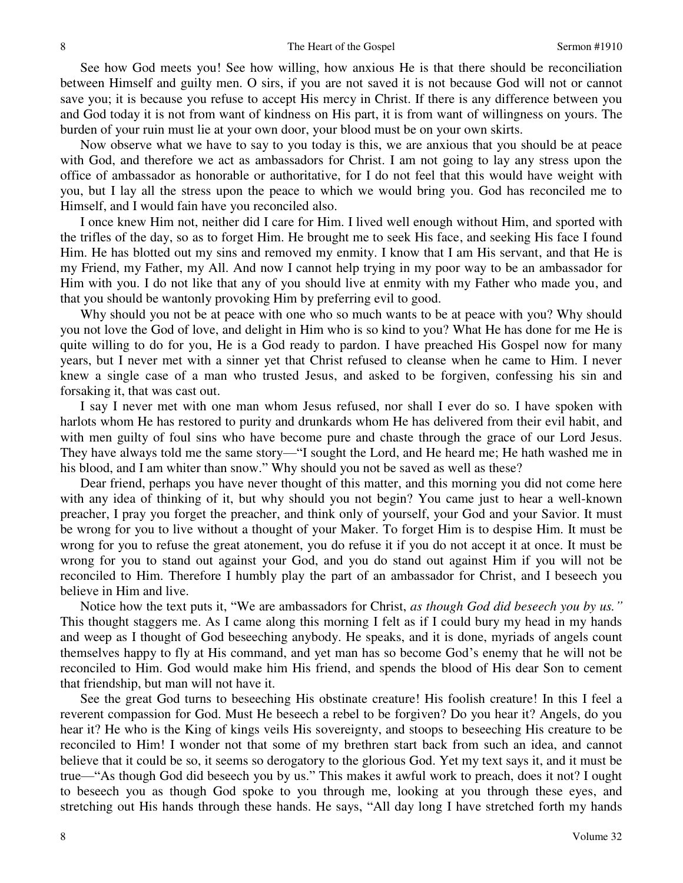See how God meets you! See how willing, how anxious He is that there should be reconciliation between Himself and guilty men. O sirs, if you are not saved it is not because God will not or cannot save you; it is because you refuse to accept His mercy in Christ. If there is any difference between you and God today it is not from want of kindness on His part, it is from want of willingness on yours. The burden of your ruin must lie at your own door, your blood must be on your own skirts.

Now observe what we have to say to you today is this, we are anxious that you should be at peace with God, and therefore we act as ambassadors for Christ. I am not going to lay any stress upon the office of ambassador as honorable or authoritative, for I do not feel that this would have weight with you, but I lay all the stress upon the peace to which we would bring you. God has reconciled me to Himself, and I would fain have you reconciled also.

I once knew Him not, neither did I care for Him. I lived well enough without Him, and sported with the trifles of the day, so as to forget Him. He brought me to seek His face, and seeking His face I found Him. He has blotted out my sins and removed my enmity. I know that I am His servant, and that He is my Friend, my Father, my All. And now I cannot help trying in my poor way to be an ambassador for Him with you. I do not like that any of you should live at enmity with my Father who made you, and that you should be wantonly provoking Him by preferring evil to good.

Why should you not be at peace with one who so much wants to be at peace with you? Why should you not love the God of love, and delight in Him who is so kind to you? What He has done for me He is quite willing to do for you, He is a God ready to pardon. I have preached His Gospel now for many years, but I never met with a sinner yet that Christ refused to cleanse when he came to Him. I never knew a single case of a man who trusted Jesus, and asked to be forgiven, confessing his sin and forsaking it, that was cast out.

I say I never met with one man whom Jesus refused, nor shall I ever do so. I have spoken with harlots whom He has restored to purity and drunkards whom He has delivered from their evil habit, and with men guilty of foul sins who have become pure and chaste through the grace of our Lord Jesus. They have always told me the same story—"I sought the Lord, and He heard me; He hath washed me in his blood, and I am whiter than snow." Why should you not be saved as well as these?

Dear friend, perhaps you have never thought of this matter, and this morning you did not come here with any idea of thinking of it, but why should you not begin? You came just to hear a well-known preacher, I pray you forget the preacher, and think only of yourself, your God and your Savior. It must be wrong for you to live without a thought of your Maker. To forget Him is to despise Him. It must be wrong for you to refuse the great atonement, you do refuse it if you do not accept it at once. It must be wrong for you to stand out against your God, and you do stand out against Him if you will not be reconciled to Him. Therefore I humbly play the part of an ambassador for Christ, and I beseech you believe in Him and live.

Notice how the text puts it, "We are ambassadors for Christ, *as though God did beseech you by us."* This thought staggers me. As I came along this morning I felt as if I could bury my head in my hands and weep as I thought of God beseeching anybody. He speaks, and it is done, myriads of angels count themselves happy to fly at His command, and yet man has so become God's enemy that he will not be reconciled to Him. God would make him His friend, and spends the blood of His dear Son to cement that friendship, but man will not have it.

See the great God turns to beseeching His obstinate creature! His foolish creature! In this I feel a reverent compassion for God. Must He beseech a rebel to be forgiven? Do you hear it? Angels, do you hear it? He who is the King of kings veils His sovereignty, and stoops to beseeching His creature to be reconciled to Him! I wonder not that some of my brethren start back from such an idea, and cannot believe that it could be so, it seems so derogatory to the glorious God. Yet my text says it, and it must be true—"As though God did beseech you by us." This makes it awful work to preach, does it not? I ought to beseech you as though God spoke to you through me, looking at you through these eyes, and stretching out His hands through these hands. He says, "All day long I have stretched forth my hands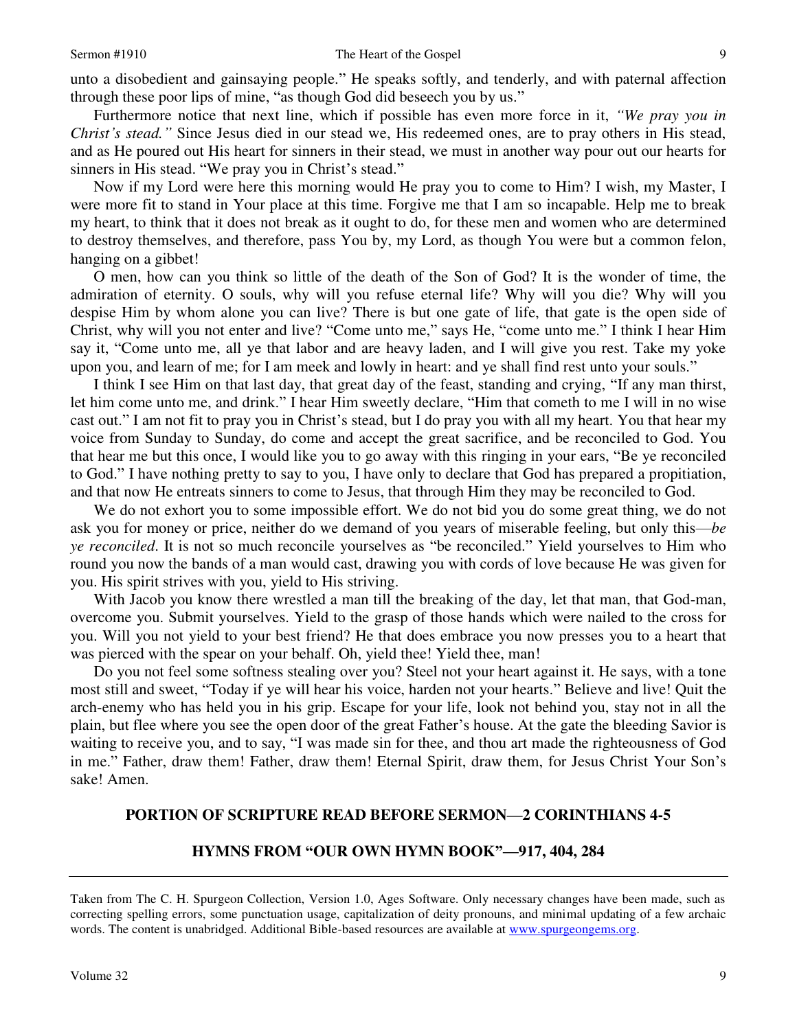unto a disobedient and gainsaying people." He speaks softly, and tenderly, and with paternal affection through these poor lips of mine, "as though God did beseech you by us."

Furthermore notice that next line, which if possible has even more force in it, *"We pray you in Christ's stead."* Since Jesus died in our stead we, His redeemed ones, are to pray others in His stead, and as He poured out His heart for sinners in their stead, we must in another way pour out our hearts for sinners in His stead. "We pray you in Christ's stead."

Now if my Lord were here this morning would He pray you to come to Him? I wish, my Master, I were more fit to stand in Your place at this time. Forgive me that I am so incapable. Help me to break my heart, to think that it does not break as it ought to do, for these men and women who are determined to destroy themselves, and therefore, pass You by, my Lord, as though You were but a common felon, hanging on a gibbet!

O men, how can you think so little of the death of the Son of God? It is the wonder of time, the admiration of eternity. O souls, why will you refuse eternal life? Why will you die? Why will you despise Him by whom alone you can live? There is but one gate of life, that gate is the open side of Christ, why will you not enter and live? "Come unto me," says He, "come unto me." I think I hear Him say it, "Come unto me, all ye that labor and are heavy laden, and I will give you rest. Take my yoke upon you, and learn of me; for I am meek and lowly in heart: and ye shall find rest unto your souls."

I think I see Him on that last day, that great day of the feast, standing and crying, "If any man thirst, let him come unto me, and drink." I hear Him sweetly declare, "Him that cometh to me I will in no wise cast out." I am not fit to pray you in Christ's stead, but I do pray you with all my heart. You that hear my voice from Sunday to Sunday, do come and accept the great sacrifice, and be reconciled to God. You that hear me but this once, I would like you to go away with this ringing in your ears, "Be ye reconciled to God." I have nothing pretty to say to you, I have only to declare that God has prepared a propitiation, and that now He entreats sinners to come to Jesus, that through Him they may be reconciled to God.

We do not exhort you to some impossible effort. We do not bid you do some great thing, we do not ask you for money or price, neither do we demand of you years of miserable feeling, but only this—*be ye reconciled*. It is not so much reconcile yourselves as "be reconciled." Yield yourselves to Him who round you now the bands of a man would cast, drawing you with cords of love because He was given for you. His spirit strives with you, yield to His striving.

With Jacob you know there wrestled a man till the breaking of the day, let that man, that God-man, overcome you. Submit yourselves. Yield to the grasp of those hands which were nailed to the cross for you. Will you not yield to your best friend? He that does embrace you now presses you to a heart that was pierced with the spear on your behalf. Oh, yield thee! Yield thee, man!

Do you not feel some softness stealing over you? Steel not your heart against it. He says, with a tone most still and sweet, "Today if ye will hear his voice, harden not your hearts." Believe and live! Quit the arch-enemy who has held you in his grip. Escape for your life, look not behind you, stay not in all the plain, but flee where you see the open door of the great Father's house. At the gate the bleeding Savior is waiting to receive you, and to say, "I was made sin for thee, and thou art made the righteousness of God in me." Father, draw them! Father, draw them! Eternal Spirit, draw them, for Jesus Christ Your Son's sake! Amen.

**PORTION OF SCRIPTURE READ BEFORE SERMON—2 CORINTHIANS 4-5**

**HYMNS FROM "OUR OWN HYMN BOOK"—917, 404, 284**

---

Taken from The C. H. Spurgeon Collection, Version 1.0, Ages Software. Only necessary changes have been made, such as correcting spelling errors, some punctuation usage, capitalization of deity pronouns, and minimal updating of a few archaic words. The content is unabridged. Additional Bible-based resources are available at www.spurgeongems.org.